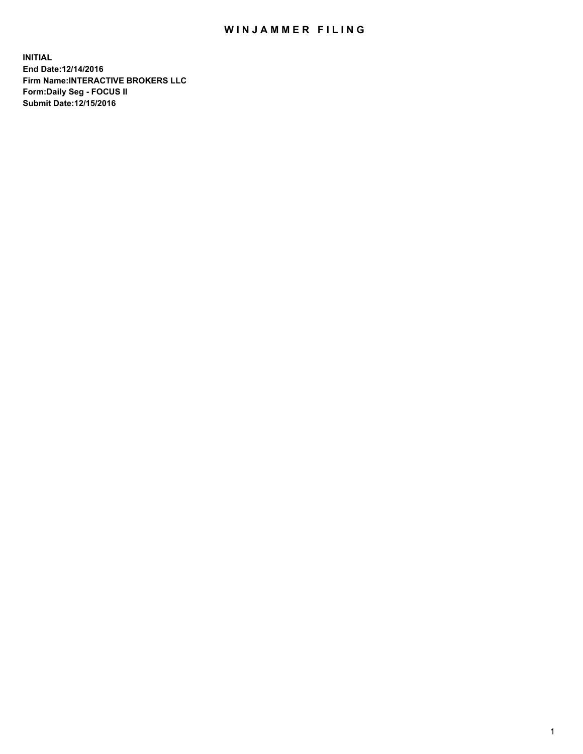# WINJAMMER FILING

**INITIAL**
**End Date:12/14/2016**
**Firm Name:INTERACTIVE BROKERS LLC**
**Form:Daily Seg - FOCUS II**
**Submit Date:12/15/2016**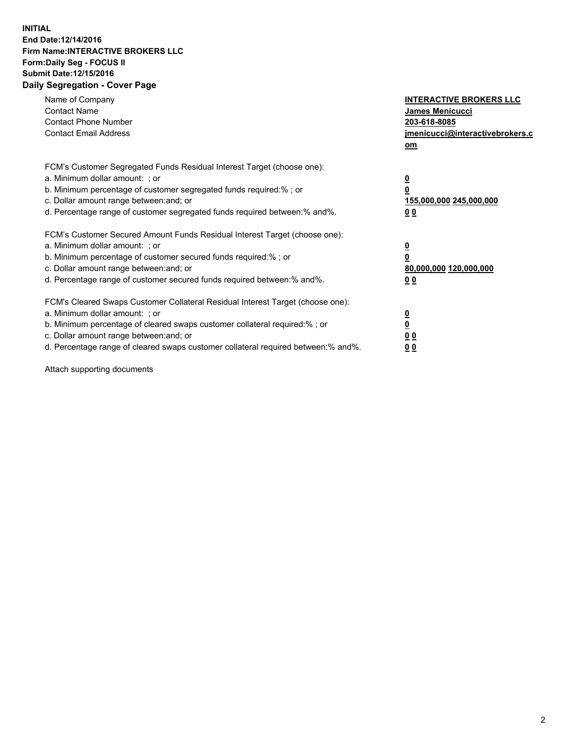**INITIAL**
**End Date:12/14/2016**
**Firm Name:INTERACTIVE BROKERS LLC**
**Form:Daily Seg - FOCUS II**
**Submit Date:12/15/2016**

## Daily Segregation - Cover Page

| | |
|---|---|
| Name of Company | **INTERACTIVE BROKERS LLC** |
| Contact Name | **James Menicucci** |
| Contact Phone Number | **203-618-8085** |
| Contact Email Address | **jmenicucci@interactivebrokers.com** |

| | |
|---|---|
| FCM's Customer Segregated Funds Residual Interest Target (choose one): | |
| a. Minimum dollar amount: ; or | **0** |
| b. Minimum percentage of customer segregated funds required:% ; or | **0** |
| c. Dollar amount range between:and; or | **155,000,000 245,000,000** |
| d. Percentage range of customer segregated funds required between:% and%. | **0 0** |
| FCM's Customer Secured Amount Funds Residual Interest Target (choose one): | |
| a. Minimum dollar amount: ; or | **0** |
| b. Minimum percentage of customer secured funds required:% ; or | **0** |
| c. Dollar amount range between:and; or | **80,000,000 120,000,000** |
| d. Percentage range of customer secured funds required between:% and%. | **0 0** |
| FCM's Cleared Swaps Customer Collateral Residual Interest Target (choose one): | |
| a. Minimum dollar amount: ; or | **0** |
| b. Minimum percentage of cleared swaps customer collateral required:% ; or | **0** |
| c. Dollar amount range between:and; or | **0 0** |
| d. Percentage range of cleared swaps customer collateral required between:% and%. | **0 0** |

Attach supporting documents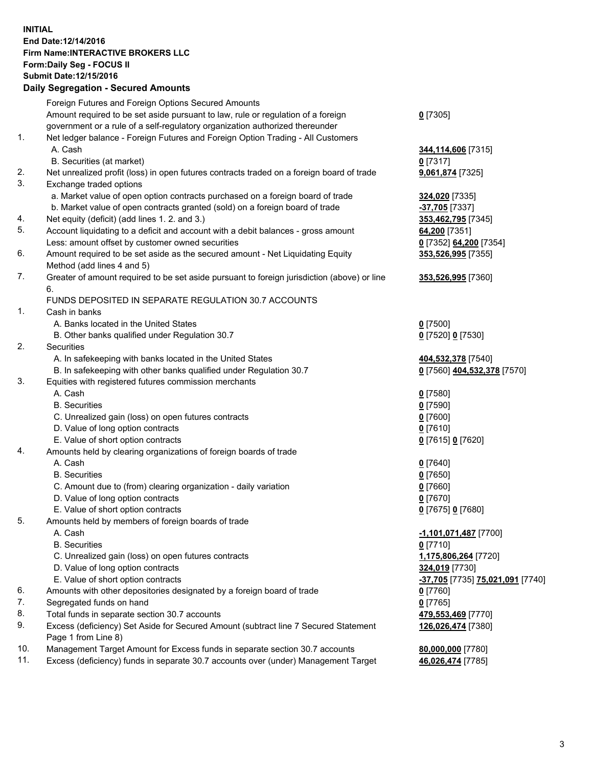**INITIAL**
**End Date:12/14/2016**
**Firm Name:INTERACTIVE BROKERS LLC**
**Form:Daily Seg - FOCUS II**
**Submit Date:12/15/2016**

## Daily Segregation - Secured Amounts

| | | |
|---|---|---|
| | Foreign Futures and Foreign Options Secured Amounts | |
| | Amount required to be set aside pursuant to law, rule or regulation of a foreign government or a rule of a self-regulatory organization authorized thereunder | **0** [7305] |
| 1. | Net ledger balance - Foreign Futures and Foreign Option Trading - All Customers | |
| | A. Cash | **344,114,606** [7315] |
| | B. Securities (at market) | **0** [7317] |
| 2. | Net unrealized profit (loss) in open futures contracts traded on a foreign board of trade | **9,061,874** [7325] |
| 3. | Exchange traded options | |
| | a. Market value of open option contracts purchased on a foreign board of trade | **324,020** [7335] |
| | b. Market value of open contracts granted (sold) on a foreign board of trade | **-37,705** [7337] |
| 4. | Net equity (deficit) (add lines 1. 2. and 3.) | **353,462,795** [7345] |
| 5. | Account liquidating to a deficit and account with a debit balances - gross amount | **64,200** [7351] |
| | Less: amount offset by customer owned securities | **0** [7352] **64,200** [7354] |
| 6. | Amount required to be set aside as the secured amount - Net Liquidating Equity Method (add lines 4 and 5) | **353,526,995** [7355] |
| 7. | Greater of amount required to be set aside pursuant to foreign jurisdiction (above) or line 6. | **353,526,995** [7360] |
| | FUNDS DEPOSITED IN SEPARATE REGULATION 30.7 ACCOUNTS | |
| 1. | Cash in banks | |
| | A. Banks located in the United States | **0** [7500] |
| | B. Other banks qualified under Regulation 30.7 | **0** [7520] **0** [7530] |
| 2. | Securities | |
| | A. In safekeeping with banks located in the United States | **404,532,378** [7540] |
| | B. In safekeeping with other banks qualified under Regulation 30.7 | **0** [7560] **404,532,378** [7570] |
| 3. | Equities with registered futures commission merchants | |
| | A. Cash | **0** [7580] |
| | B. Securities | **0** [7590] |
| | C. Unrealized gain (loss) on open futures contracts | **0** [7600] |
| | D. Value of long option contracts | **0** [7610] |
| | E. Value of short option contracts | **0** [7615] **0** [7620] |
| 4. | Amounts held by clearing organizations of foreign boards of trade | |
| | A. Cash | **0** [7640] |
| | B. Securities | **0** [7650] |
| | C. Amount due to (from) clearing organization - daily variation | **0** [7660] |
| | D. Value of long option contracts | **0** [7670] |
| | E. Value of short option contracts | **0** [7675] **0** [7680] |
| 5. | Amounts held by members of foreign boards of trade | |
| | A. Cash | **-1,101,071,487** [7700] |
| | B. Securities | **0** [7710] |
| | C. Unrealized gain (loss) on open futures contracts | **1,175,806,264** [7720] |
| | D. Value of long option contracts | **324,019** [7730] |
| | E. Value of short option contracts | **-37,705** [7735] **75,021,091** [7740] |
| 6. | Amounts with other depositories designated by a foreign board of trade | **0** [7760] |
| 7. | Segregated funds on hand | **0** [7765] |
| 8. | Total funds in separate section 30.7 accounts | **479,553,469** [7770] |
| 9. | Excess (deficiency) Set Aside for Secured Amount (subtract line 7 Secured Statement Page 1 from Line 8) | **126,026,474** [7380] |
| 10. | Management Target Amount for Excess funds in separate section 30.7 accounts | **80,000,000** [7780] |
| 11. | Excess (deficiency) funds in separate 30.7 accounts over (under) Management Target | **46,026,474** [7785] |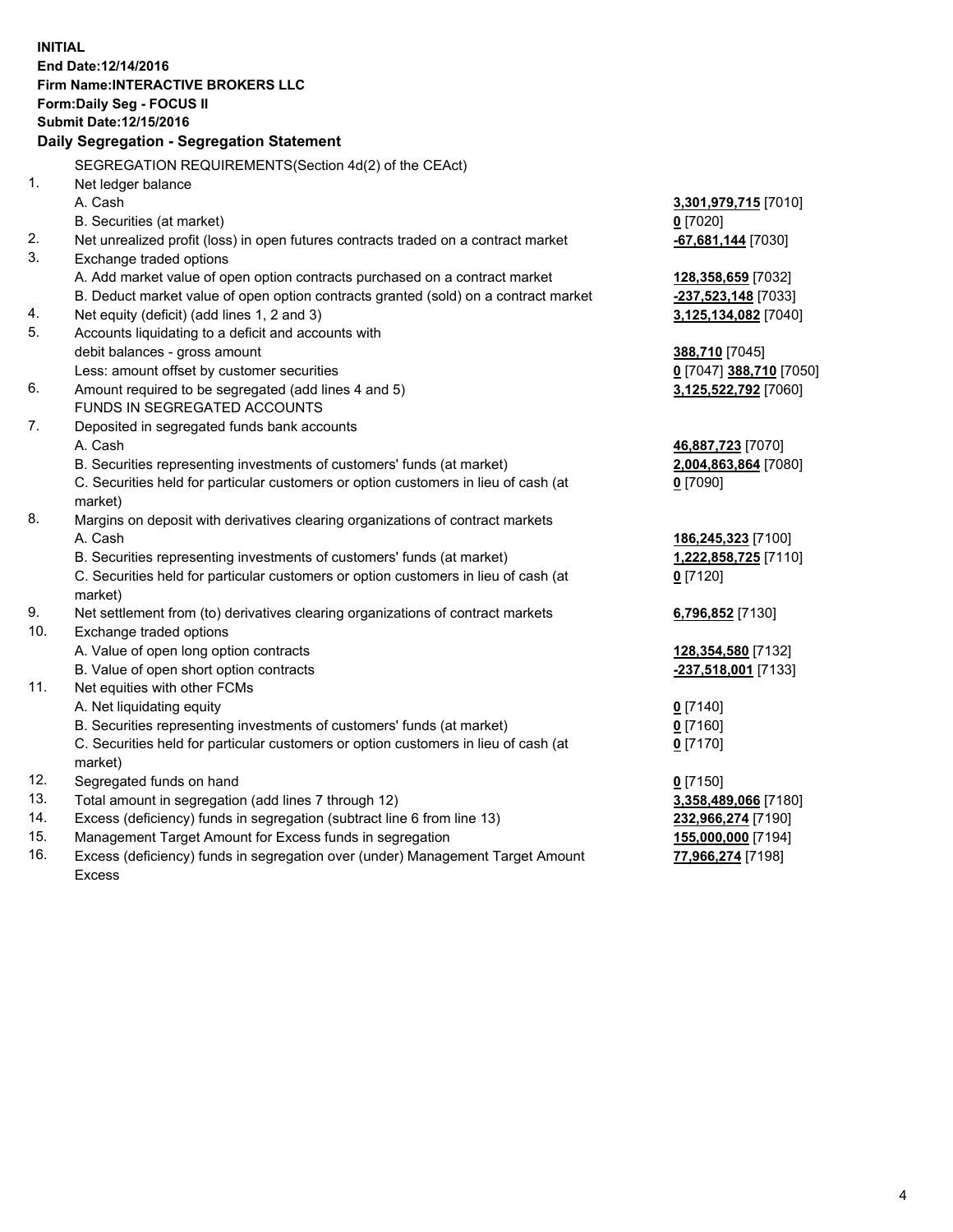**INITIAL**
**End Date:12/14/2016**
**Firm Name:INTERACTIVE BROKERS LLC**
**Form:Daily Seg - FOCUS II**
**Submit Date:12/15/2016**

## Daily Segregation - Segregation Statement

SEGREGATION REQUIREMENTS(Section 4d(2) of the CEAct)

| | | |
|---|---|---|
| 1. | Net ledger balance | |
| | A. Cash | **3,301,979,715** [7010] |
| | B. Securities (at market) | **0** [7020] |
| 2. | Net unrealized profit (loss) in open futures contracts traded on a contract market | **-67,681,144** [7030] |
| 3. | Exchange traded options | |
| | A. Add market value of open option contracts purchased on a contract market | **128,358,659** [7032] |
| | B. Deduct market value of open option contracts granted (sold) on a contract market | **-237,523,148** [7033] |
| 4. | Net equity (deficit) (add lines 1, 2 and 3) | **3,125,134,082** [7040] |
| 5. | Accounts liquidating to a deficit and accounts with debit balances - gross amount | **388,710** [7045] |
| | Less: amount offset by customer securities | **0** [7047] **388,710** [7050] |
| 6. | Amount required to be segregated (add lines 4 and 5) | **3,125,522,792** [7060] |
| | FUNDS IN SEGREGATED ACCOUNTS | |
| 7. | Deposited in segregated funds bank accounts | |
| | A. Cash | **46,887,723** [7070] |
| | B. Securities representing investments of customers' funds (at market) | **2,004,863,864** [7080] |
| | C. Securities held for particular customers or option customers in lieu of cash (at market) | **0** [7090] |
| 8. | Margins on deposit with derivatives clearing organizations of contract markets | |
| | A. Cash | **186,245,323** [7100] |
| | B. Securities representing investments of customers' funds (at market) | **1,222,858,725** [7110] |
| | C. Securities held for particular customers or option customers in lieu of cash (at market) | **0** [7120] |
| 9. | Net settlement from (to) derivatives clearing organizations of contract markets | **6,796,852** [7130] |
| 10. | Exchange traded options | |
| | A. Value of open long option contracts | **128,354,580** [7132] |
| | B. Value of open short option contracts | **-237,518,001** [7133] |
| 11. | Net equities with other FCMs | |
| | A. Net liquidating equity | **0** [7140] |
| | B. Securities representing investments of customers' funds (at market) | **0** [7160] |
| | C. Securities held for particular customers or option customers in lieu of cash (at market) | **0** [7170] |
| 12. | Segregated funds on hand | **0** [7150] |
| 13. | Total amount in segregation (add lines 7 through 12) | **3,358,489,066** [7180] |
| 14. | Excess (deficiency) funds in segregation (subtract line 6 from line 13) | **232,966,274** [7190] |
| 15. | Management Target Amount for Excess funds in segregation | **155,000,000** [7194] |
| 16. | Excess (deficiency) funds in segregation over (under) Management Target Amount Excess | **77,966,274** [7198] |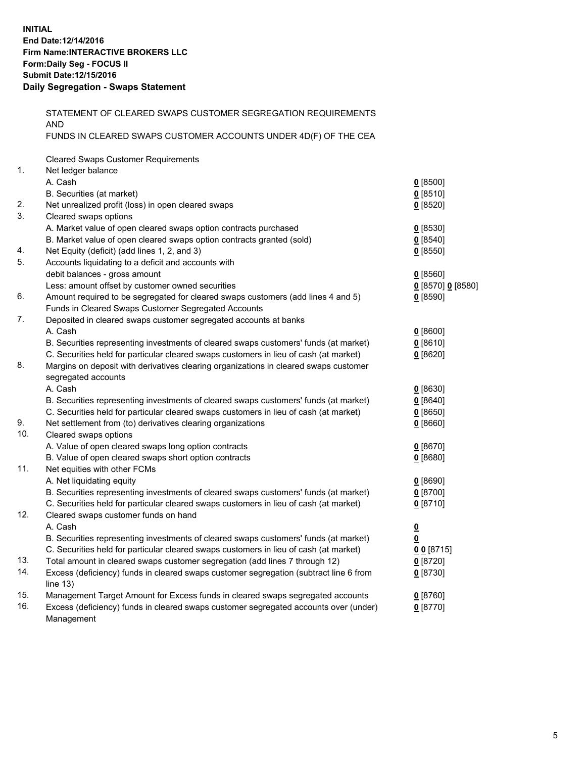**INITIAL**
**End Date:12/14/2016**
**Firm Name:INTERACTIVE BROKERS LLC**
**Form:Daily Seg - FOCUS II**
**Submit Date:12/15/2016**
**Daily Segregation - Swaps Statement**

STATEMENT OF CLEARED SWAPS CUSTOMER SEGREGATION REQUIREMENTS AND FUNDS IN CLEARED SWAPS CUSTOMER ACCOUNTS UNDER 4D(F) OF THE CEA

| | | |
|---|---|---|
| | Cleared Swaps Customer Requirements | |
| 1. | Net ledger balance | |
| | A. Cash | 0 [8500] |
| | B. Securities (at market) | 0 [8510] |
| 2. | Net unrealized profit (loss) in open cleared swaps | 0 [8520] |
| 3. | Cleared swaps options | |
| | A. Market value of open cleared swaps option contracts purchased | 0 [8530] |
| | B. Market value of open cleared swaps option contracts granted (sold) | 0 [8540] |
| 4. | Net Equity (deficit) (add lines 1, 2, and 3) | 0 [8550] |
| 5. | Accounts liquidating to a deficit and accounts with debit balances - gross amount | 0 [8560] |
| | Less: amount offset by customer owned securities | 0 [8570] 0 [8580] |
| 6. | Amount required to be segregated for cleared swaps customers (add lines 4 and 5) | 0 [8590] |
| | Funds in Cleared Swaps Customer Segregated Accounts | |
| 7. | Deposited in cleared swaps customer segregated accounts at banks | |
| | A. Cash | 0 [8600] |
| | B. Securities representing investments of cleared swaps customers' funds (at market) | 0 [8610] |
| | C. Securities held for particular cleared swaps customers in lieu of cash (at market) | 0 [8620] |
| 8. | Margins on deposit with derivatives clearing organizations in cleared swaps customer segregated accounts | |
| | A. Cash | 0 [8630] |
| | B. Securities representing investments of cleared swaps customers' funds (at market) | 0 [8640] |
| | C. Securities held for particular cleared swaps customers in lieu of cash (at market) | 0 [8650] |
| 9. | Net settlement from (to) derivatives clearing organizations | 0 [8660] |
| 10. | Cleared swaps options | |
| | A. Value of open cleared swaps long option contracts | 0 [8670] |
| | B. Value of open cleared swaps short option contracts | 0 [8680] |
| 11. | Net equities with other FCMs | |
| | A. Net liquidating equity | 0 [8690] |
| | B. Securities representing investments of cleared swaps customers' funds (at market) | 0 [8700] |
| | C. Securities held for particular cleared swaps customers in lieu of cash (at market) | 0 [8710] |
| 12. | Cleared swaps customer funds on hand | |
| | A. Cash | 0 |
| | B. Securities representing investments of cleared swaps customers' funds (at market) | 0 |
| | C. Securities held for particular cleared swaps customers in lieu of cash (at market) | 0 0 [8715] |
| 13. | Total amount in cleared swaps customer segregation (add lines 7 through 12) | 0 [8720] |
| 14. | Excess (deficiency) funds in cleared swaps customer segregation (subtract line 6 from line 13) | 0 [8730] |
| 15. | Management Target Amount for Excess funds in cleared swaps segregated accounts | 0 [8760] |
| 16. | Excess (deficiency) funds in cleared swaps customer segregated accounts over (under) Management | 0 [8770] |